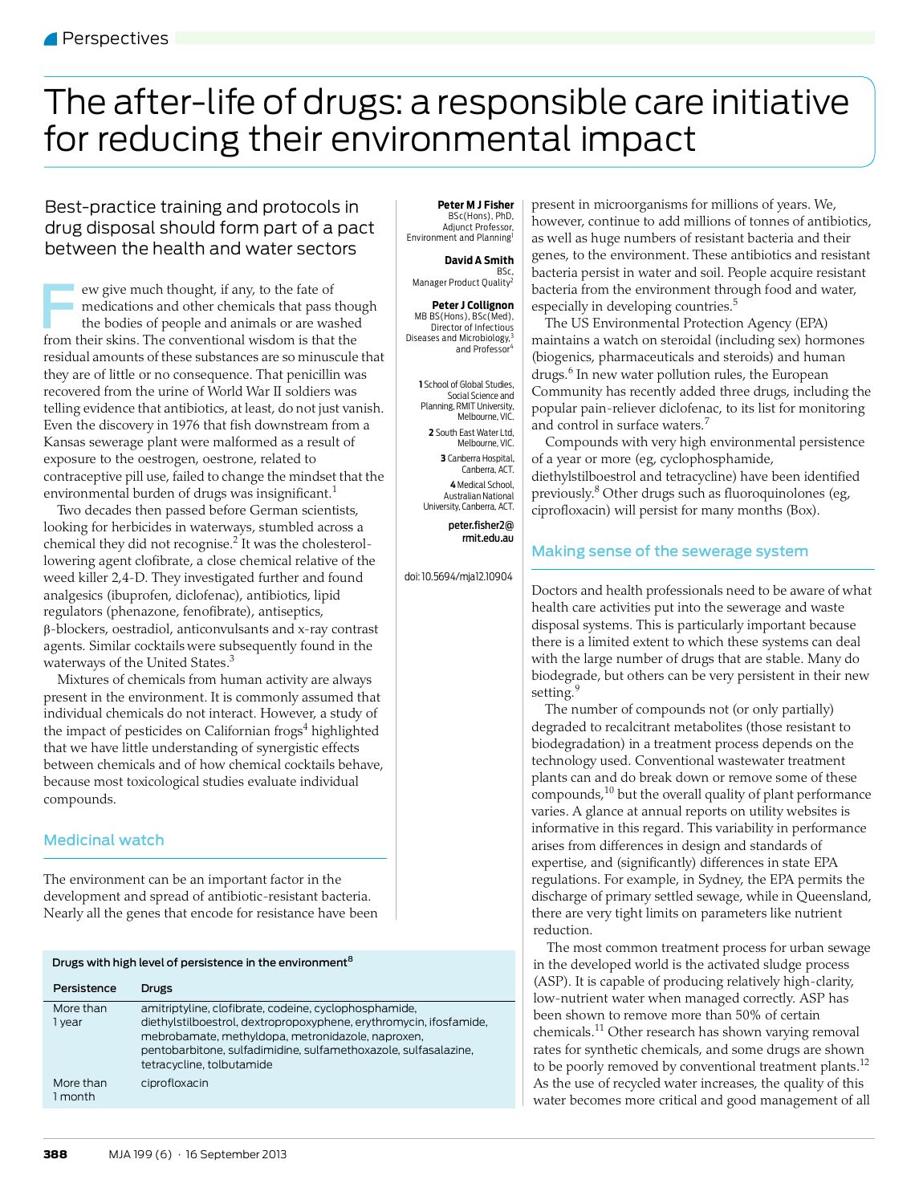Perspectives

# The after-life of drugs: a responsible care initiative for reducing their environmental impact

Best-practice training and protocols in drug disposal should form part of a pact between the health and water sectors

**Peter M J Fisher**
BSc(Hons), PhD, Adjunct Professor, Environment and Planning[1]

**David A Smith**
BSc, Manager Product Quality[2]

**Peter J Collignon**
MB BS(Hons), BSc(Med), Director of Infectious Diseases and Microbiology,[3] and Professor[4]

1 School of Global Studies, Social Science and Planning, RMIT University, Melbourne, VIC.
2 South East Water Ltd, Melbourne, VIC.
3 Canberra Hospital, Canberra, ACT.
4 Medical School, Australian National University, Canberra, ACT.

peter.fisher2@rmit.edu.au

doi: 10.5694/mja12.10904

Few give much thought, if any, to the fate of medications and other chemicals that pass though the bodies of people and animals or are washed from their skins. The conventional wisdom is that the residual amounts of these substances are so minuscule that they are of little or no consequence. That penicillin was recovered from the urine of World War II soldiers was telling evidence that antibiotics, at least, do not just vanish. Even the discovery in 1976 that fish downstream from a Kansas sewerage plant were malformed as a result of exposure to the oestrogen, oestrone, related to contraceptive pill use, failed to change the mindset that the environmental burden of drugs was insignificant.[1]

Two decades then passed before German scientists, looking for herbicides in waterways, stumbled across a chemical they did not recognise.[2] It was the cholesterol-lowering agent clofibrate, a close chemical relative of the weed killer 2,4-D. They investigated further and found analgesics (ibuprofen, diclofenac), antibiotics, lipid regulators (phenazone, fenofibrate), antiseptics, β-blockers, oestradiol, anticonvulsants and x-ray contrast agents. Similar cocktails were subsequently found in the waterways of the United States.[3]

Mixtures of chemicals from human activity are always present in the environment. It is commonly assumed that individual chemicals do not interact. However, a study of the impact of pesticides on Californian frogs[4] highlighted that we have little understanding of synergistic effects between chemicals and of how chemical cocktails behave, because most toxicological studies evaluate individual compounds.

## Medicinal watch

The environment can be an important factor in the development and spread of antibiotic-resistant bacteria. Nearly all the genes that encode for resistance have been present in microorganisms for millions of years. We, however, continue to add millions of tonnes of antibiotics, as well as huge numbers of resistant bacteria and their genes, to the environment. These antibiotics and resistant bacteria persist in water and soil. People acquire resistant bacteria from the environment through food and water, especially in developing countries.[5]

The US Environmental Protection Agency (EPA) maintains a watch on steroidal (including sex) hormones (biogenics, pharmaceuticals and steroids) and human drugs.[6] In new water pollution rules, the European Community has recently added three drugs, including the popular pain-reliever diclofenac, to its list for monitoring and control in surface waters.[7]

Compounds with very high environmental persistence of a year or more (eg, cyclophosphamide, diethylstilboestrol and tetracycline) have been identified previously.[8] Other drugs such as fluoroquinolones (eg, ciprofloxacin) will persist for many months (Box).

**Drugs with high level of persistence in the environment[8]**

| Persistence | Drugs |
|---|---|
| More than 1 year | amitriptyline, clofibrate, codeine, cyclophosphamide, diethylstilboestrol, dextropropoxyphene, erythromycin, ifosfamide, mebrobamate, methyldopa, metronidazole, naproxen, pentobarbitone, sulfadimidine, sulfamethoxazole, sulfasalazine, tetracycline, tolbutamide |
| More than 1 month | ciprofloxacin |

## Making sense of the sewerage system

Doctors and health professionals need to be aware of what health care activities put into the sewerage and waste disposal systems. This is particularly important because there is a limited extent to which these systems can deal with the large number of drugs that are stable. Many do biodegrade, but others can be very persistent in their new setting.[9]

The number of compounds not (or only partially) degraded to recalcitrant metabolites (those resistant to biodegradation) in a treatment process depends on the technology used. Conventional wastewater treatment plants can and do break down or remove some of these compounds,[10] but the overall quality of plant performance varies. A glance at annual reports on utility websites is informative in this regard. This variability in performance arises from differences in design and standards of expertise, and (significantly) differences in state EPA regulations. For example, in Sydney, the EPA permits the discharge of primary settled sewage, while in Queensland, there are very tight limits on parameters like nutrient reduction.

The most common treatment process for urban sewage in the developed world is the activated sludge process (ASP). It is capable of producing relatively high-clarity, low-nutrient water when managed correctly. ASP has been shown to remove more than 50% of certain chemicals.[11] Other research has shown varying removal rates for synthetic chemicals, and some drugs are shown to be poorly removed by conventional treatment plants.[12] As the use of recycled water increases, the quality of this water becomes more critical and good management of all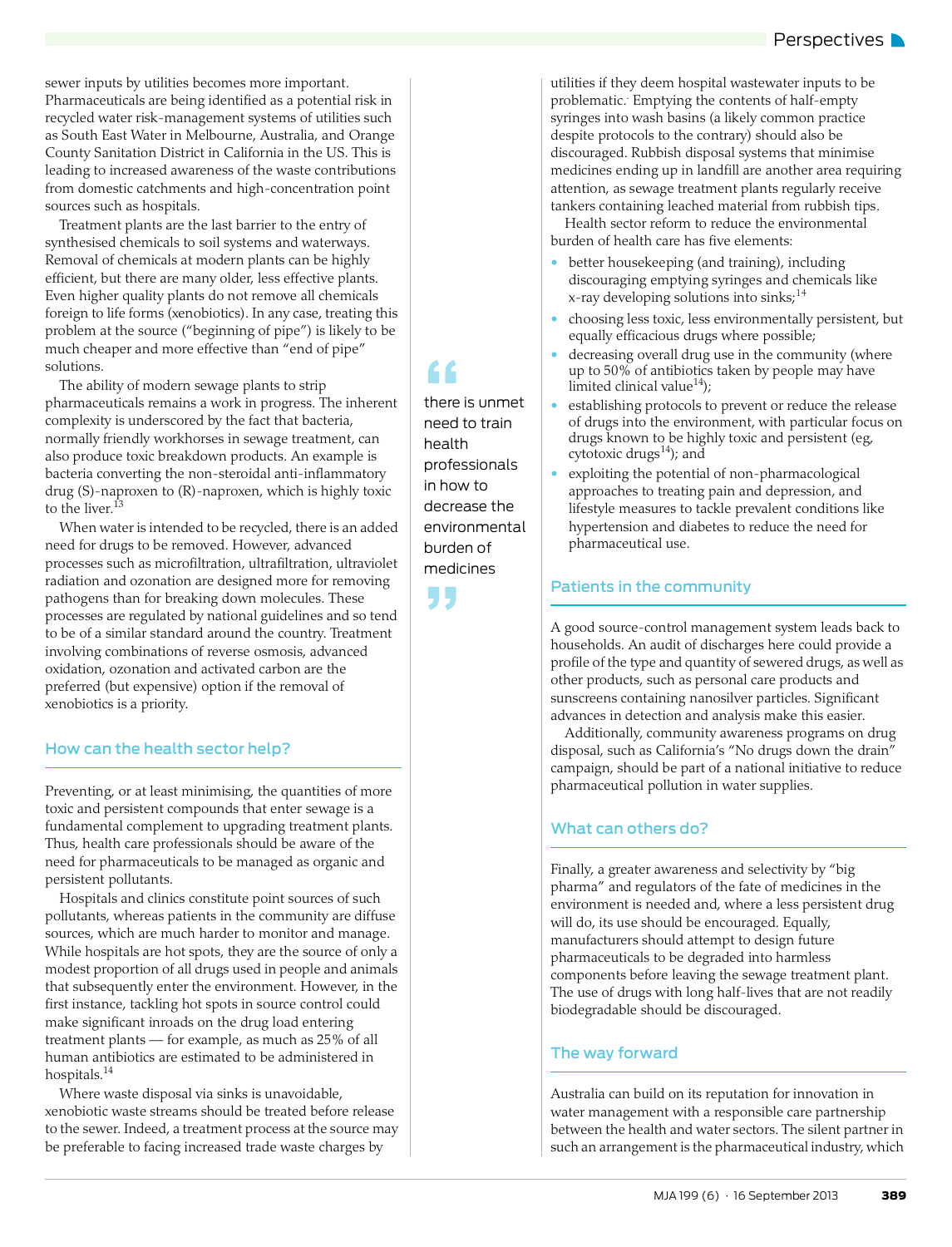sewer inputs by utilities becomes more important. Pharmaceuticals are being identified as a potential risk in recycled water risk-management systems of utilities such as South East Water in Melbourne, Australia, and Orange County Sanitation District in California in the US. This is leading to increased awareness of the waste contributions from domestic catchments and high-concentration point sources such as hospitals.

Treatment plants are the last barrier to the entry of synthesised chemicals to soil systems and waterways. Removal of chemicals at modern plants can be highly efficient, but there are many older, less effective plants. Even higher quality plants do not remove all chemicals foreign to life forms (xenobiotics). In any case, treating this problem at the source ("beginning of pipe") is likely to be much cheaper and more effective than "end of pipe" solutions.

The ability of modern sewage plants to strip pharmaceuticals remains a work in progress. The inherent complexity is underscored by the fact that bacteria, normally friendly workhorses in sewage treatment, can also produce toxic breakdown products. An example is bacteria converting the non-steroidal anti-inflammatory drug (S)-naproxen to (R)-naproxen, which is highly toxic to the liver.[13]

When water is intended to be recycled, there is an added need for drugs to be removed. However, advanced processes such as microfiltration, ultrafiltration, ultraviolet radiation and ozonation are designed more for removing pathogens than for breaking down molecules. These processes are regulated by national guidelines and so tend to be of a similar standard around the country. Treatment involving combinations of reverse osmosis, advanced oxidation, ozonation and activated carbon are the preferred (but expensive) option if the removal of xenobiotics is a priority.

## How can the health sector help?

Preventing, or at least minimising, the quantities of more toxic and persistent compounds that enter sewage is a fundamental complement to upgrading treatment plants. Thus, health care professionals should be aware of the need for pharmaceuticals to be managed as organic and persistent pollutants.

Hospitals and clinics constitute point sources of such pollutants, whereas patients in the community are diffuse sources, which are much harder to monitor and manage. While hospitals are hot spots, they are the source of only a modest proportion of all drugs used in people and animals that subsequently enter the environment. However, in the first instance, tackling hot spots in source control could make significant inroads on the drug load entering treatment plants — for example, as much as 25% of all human antibiotics are estimated to be administered in hospitals.[14]

Where waste disposal via sinks is unavoidable, xenobiotic waste streams should be treated before release to the sewer. Indeed, a treatment process at the source may be preferable to facing increased trade waste charges by utilities if they deem hospital wastewater inputs to be problematic. Emptying the contents of half-empty syringes into wash basins (a likely common practice despite protocols to the contrary) should also be discouraged. Rubbish disposal systems that minimise medicines ending up in landfill are another area requiring attention, as sewage treatment plants regularly receive tankers containing leached material from rubbish tips.

> "there is unmet need to train health professionals in how to decrease the environmental burden of medicines"

Health sector reform to reduce the environmental burden of health care has five elements:

- better housekeeping (and training), including discouraging emptying syringes and chemicals like x-ray developing solutions into sinks;[14]
- choosing less toxic, less environmentally persistent, but equally efficacious drugs where possible;
- decreasing overall drug use in the community (where up to 50% of antibiotics taken by people may have limited clinical value[14]);
- establishing protocols to prevent or reduce the release of drugs into the environment, with particular focus on drugs known to be highly toxic and persistent (eg, cytotoxic drugs[14]); and
- exploiting the potential of non-pharmacological approaches to treating pain and depression, and lifestyle measures to tackle prevalent conditions like hypertension and diabetes to reduce the need for pharmaceutical use.

## Patients in the community

A good source-control management system leads back to households. An audit of discharges here could provide a profile of the type and quantity of sewered drugs, as well as other products, such as personal care products and sunscreens containing nanosilver particles. Significant advances in detection and analysis make this easier.

Additionally, community awareness programs on drug disposal, such as California's "No drugs down the drain" campaign, should be part of a national initiative to reduce pharmaceutical pollution in water supplies.

## What can others do?

Finally, a greater awareness and selectivity by "big pharma" and regulators of the fate of medicines in the environment is needed and, where a less persistent drug will do, its use should be encouraged. Equally, manufacturers should attempt to design future pharmaceuticals to be degraded into harmless components before leaving the sewage treatment plant. The use of drugs with long half-lives that are not readily biodegradable should be discouraged.

## The way forward

Australia can build on its reputation for innovation in water management with a responsible care partnership between the health and water sectors. The silent partner in such an arrangement is the pharmaceutical industry, which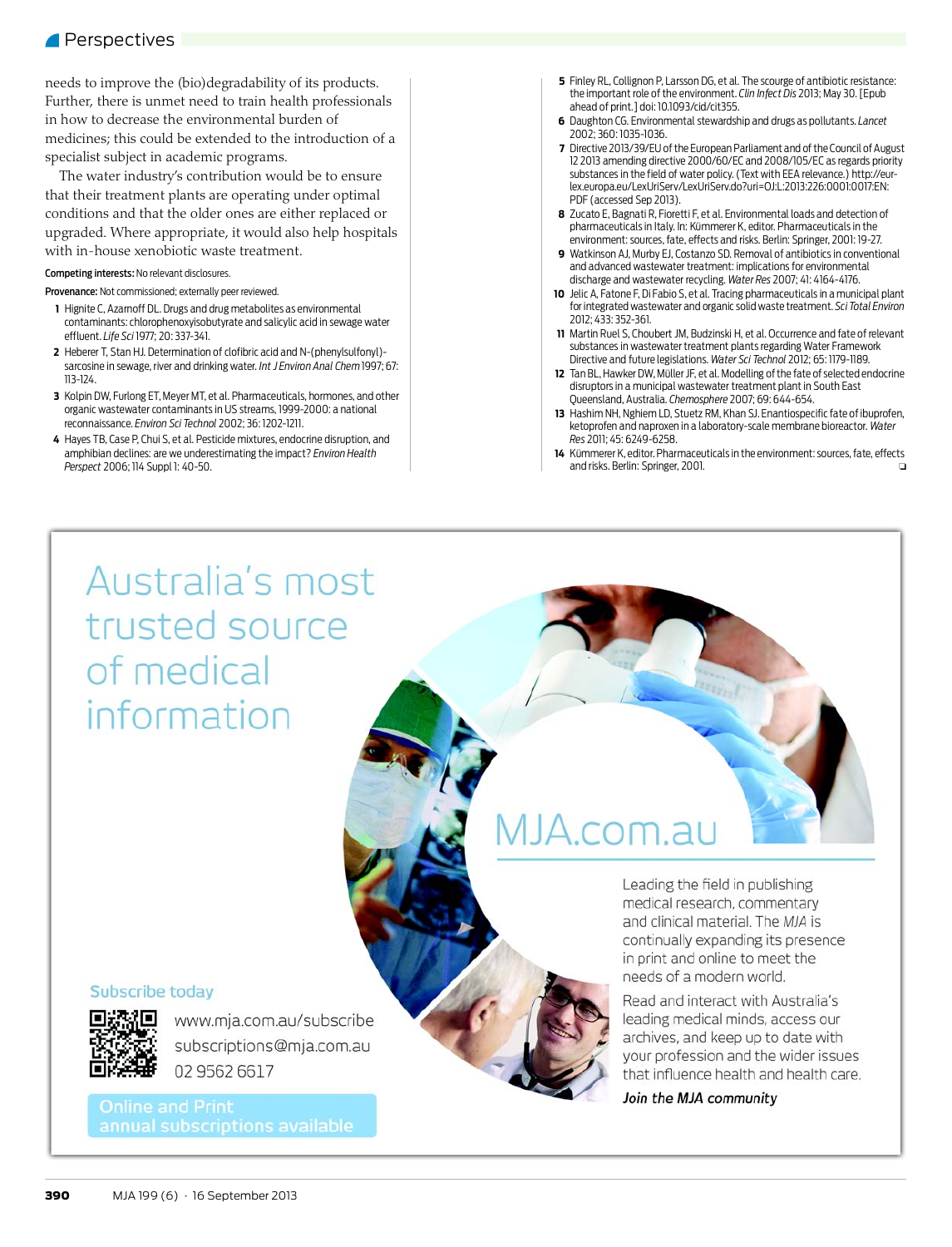needs to improve the (bio)degradability of its products. Further, there is unmet need to train health professionals in how to decrease the environmental burden of medicines; this could be extended to the introduction of a specialist subject in academic programs.

The water industry's contribution would be to ensure that their treatment plants are operating under optimal conditions and that the older ones are either replaced or upgraded. Where appropriate, it would also help hospitals with in-house xenobiotic waste treatment.

**Competing interests:** No relevant disclosures.

**Provenance:** Not commissioned; externally peer reviewed.

1. Hignite C, Azarnoff DL. Drugs and drug metabolites as environmental contaminants: chlorophenoxyisobutyrate and salicylic acid in sewage water effluent. *Life Sci* 1977; 20: 337-341.
2. Heberer T, Stan HJ. Determination of clofibric acid and N-(phenylsulfonyl)-sarcosine in sewage, river and drinking water. *Int J Environ Anal Chem* 1997; 67: 113-124.
3. Kolpin DW, Furlong ET, Meyer MT, et al. Pharmaceuticals, hormones, and other organic wastewater contaminants in US streams, 1999-2000: a national reconnaissance. *Environ Sci Technol* 2002; 36: 1202-1211.
4. Hayes TB, Case P, Chui S, et al. Pesticide mixtures, endocrine disruption, and amphibian declines: are we underestimating the impact? *Environ Health Perspect* 2006; 114 Suppl 1: 40-50.
5. Finley RL, Collignon P, Larsson DG, et al. The scourge of antibiotic resistance: the important role of the environment. *Clin Infect Dis* 2013; May 30. [Epub ahead of print.] doi: 10.1093/cid/cit355.
6. Daughton CG. Environmental stewardship and drugs as pollutants. *Lancet* 2002; 360: 1035-1036.
7. Directive 2013/39/EU of the European Parliament and of the Council of August 12 2013 amending directive 2000/60/EC and 2008/105/EC as regards priority substances in the field of water policy. (Text with EEA relevance.) http://eur-lex.europa.eu/LexUriServ/LexUriServ.do?uri=OJ:L:2013:226:0001:0017:EN:PDF (accessed Sep 2013).
8. Zucato E, Bagnati R, Fioretti F, et al. Environmental loads and detection of pharmaceuticals in Italy. In: Kümmerer K, editor. Pharmaceuticals in the environment: sources, fate, effects and risks. Berlin: Springer, 2001: 19-27.
9. Watkinson AJ, Murby EJ, Costanzo SD. Removal of antibiotics in conventional and advanced wastewater treatment: implications for environmental discharge and wastewater recycling. *Water Res* 2007; 41: 4164-4176.
10. Jelic A, Fatone F, Di Fabio S, et al. Tracing pharmaceuticals in a municipal plant for integrated wastewater and organic solid waste treatment. *Sci Total Environ* 2012; 433: 352-361.
11. Martin Ruel S, Choubert JM, Budzinski H, et al. Occurrence and fate of relevant substances in wastewater treatment plants regarding Water Framework Directive and future legislations. *Water Sci Technol* 2012; 65: 1179-1189.
12. Tan BL, Hawker DW, Müller JF, et al. Modelling of the fate of selected endocrine disruptors in a municipal wastewater treatment plant in South East Queensland, Australia. *Chemosphere* 2007; 69: 644-654.
13. Hashim NH, Nghiem LD, Stuetz RM, Khan SJ. Enantiospecific fate of ibuprofen, ketoprofen and naproxen in a laboratory-scale membrane bioreactor. *Water Res* 2011; 45: 6249-6258.
14. Kümmerer K, editor. Pharmaceuticals in the environment: sources, fate, effects and risks. Berlin: Springer, 2001. ❑